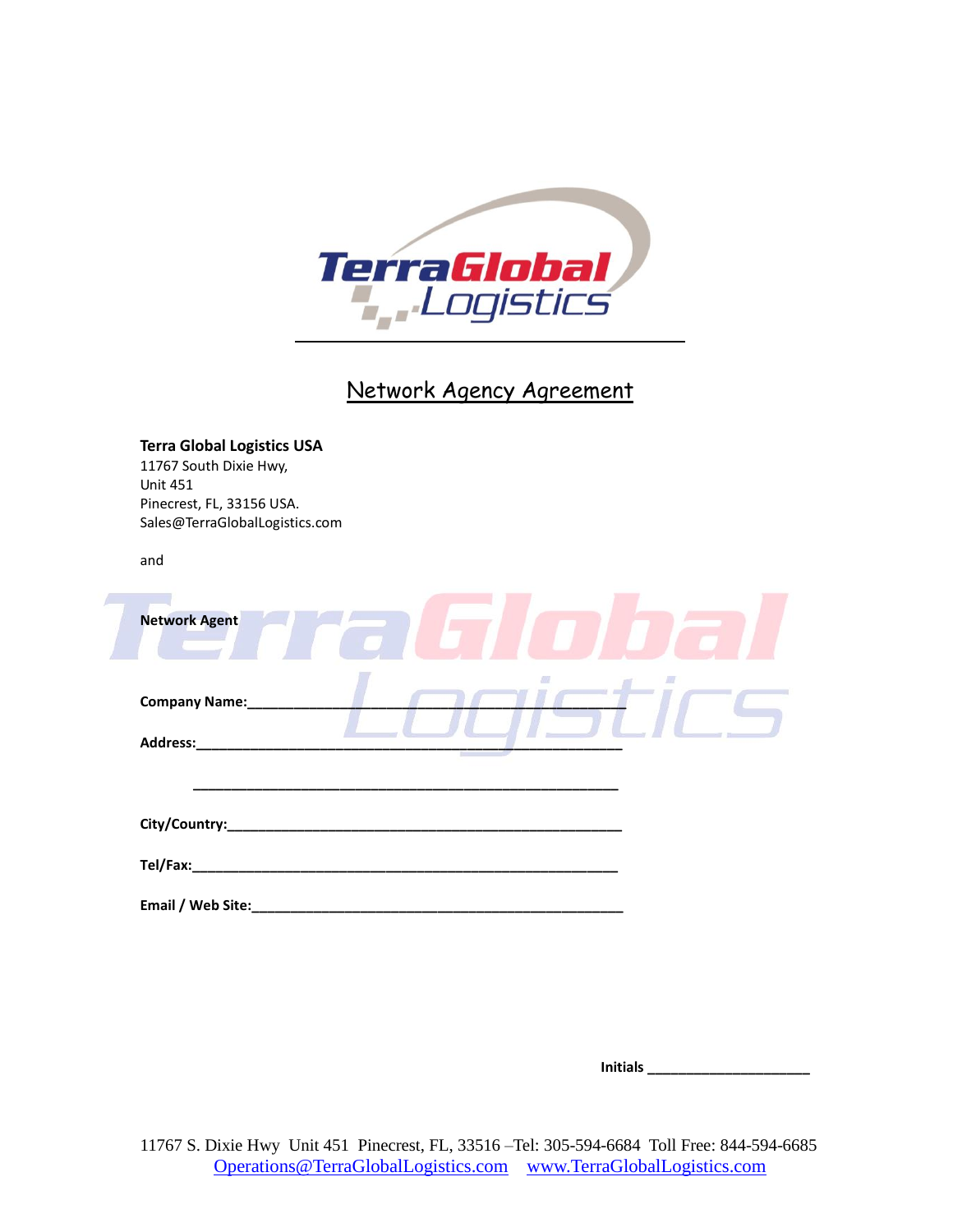# Network Agency Agreement

**Terra Global Logistics USA**
11767 South Dixie Hwy,
Unit 451
Pinecrest, FL, 33156 USA.
Sales@TerraGlobalLogistics.com

and

**Network Agent**

**Company Name:**______________________________________________

**Address:**_________________________________________________

_________________________________________________________

**City/Country:**_____________________________________________

**Tel/Fax:**__________________________________________________

**Email / Web Site:**__________________________________________

**Initials** ____________________

11767 S. Dixie Hwy Unit 451 Pinecrest, FL, 33516 –Tel: 305-594-6684 Toll Free: 844-594-6685
Operations@TerraGlobalLogistics.com www.TerraGlobalLogistics.com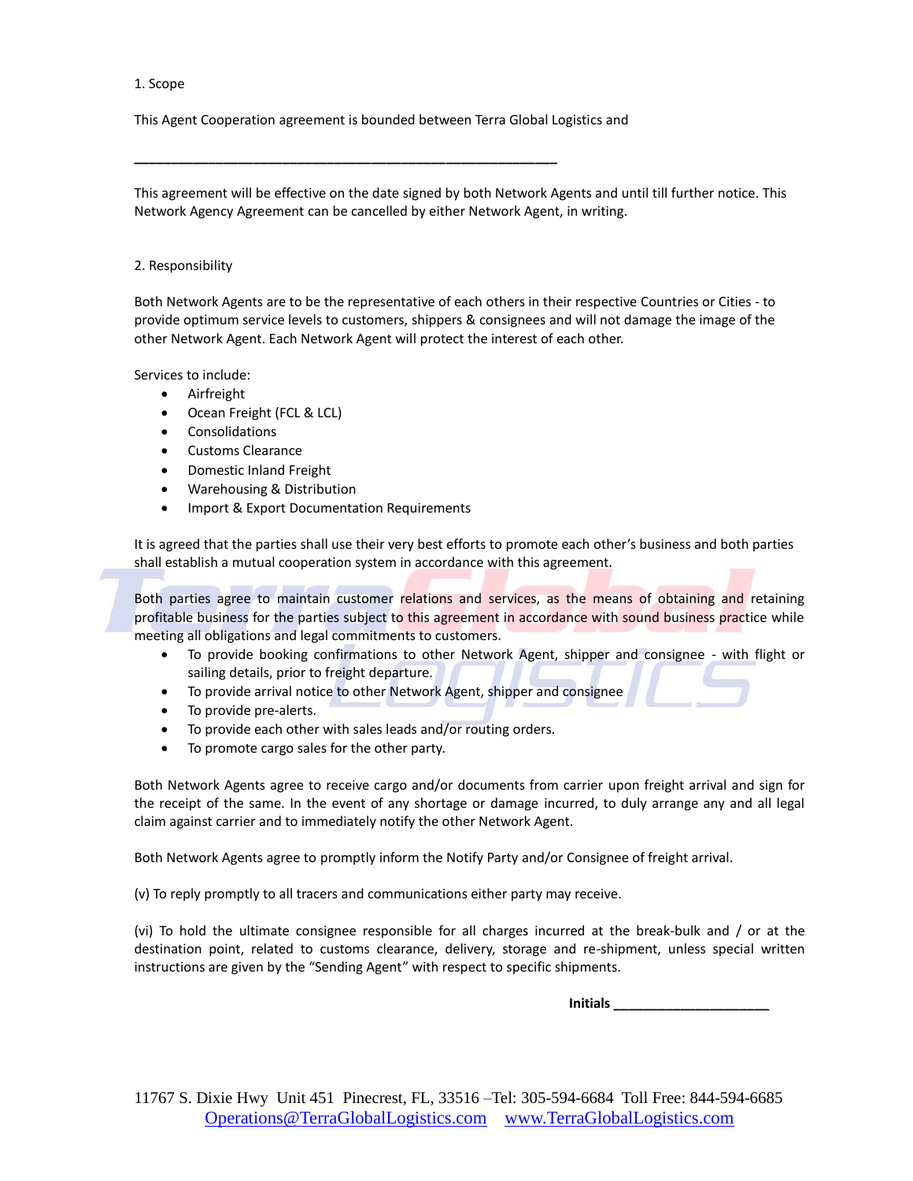1. Scope

This Agent Cooperation agreement is bounded between Terra Global Logistics and

\_\_\_\_\_\_\_\_\_\_\_\_\_\_\_\_\_\_\_\_\_\_\_\_\_\_\_\_\_\_\_\_\_\_\_\_\_\_\_\_\_\_\_\_\_\_\_\_\_\_\_\_\_\_\_\_

This agreement will be effective on the date signed by both Network Agents and until till further notice. This Network Agency Agreement can be cancelled by either Network Agent, in writing.

2. Responsibility

Both Network Agents are to be the representative of each others in their respective Countries or Cities - to provide optimum service levels to customers, shippers & consignees and will not damage the image of the other Network Agent. Each Network Agent will protect the interest of each other.

Services to include:

- Airfreight
- Ocean Freight (FCL & LCL)
- Consolidations
- Customs Clearance
- Domestic Inland Freight
- Warehousing & Distribution
- Import & Export Documentation Requirements

It is agreed that the parties shall use their very best efforts to promote each other's business and both parties shall establish a mutual cooperation system in accordance with this agreement.

Both parties agree to maintain customer relations and services, as the means of obtaining and retaining profitable business for the parties subject to this agreement in accordance with sound business practice while meeting all obligations and legal commitments to customers.

- To provide booking confirmations to other Network Agent, shipper and consignee - with flight or sailing details, prior to freight departure.
- To provide arrival notice to other Network Agent, shipper and consignee
- To provide pre-alerts.
- To provide each other with sales leads and/or routing orders.
- To promote cargo sales for the other party.

Both Network Agents agree to receive cargo and/or documents from carrier upon freight arrival and sign for the receipt of the same. In the event of any shortage or damage incurred, to duly arrange any and all legal claim against carrier and to immediately notify the other Network Agent.

Both Network Agents agree to promptly inform the Notify Party and/or Consignee of freight arrival.

(v) To reply promptly to all tracers and communications either party may receive.

(vi) To hold the ultimate consignee responsible for all charges incurred at the break-bulk and / or at the destination point, related to customs clearance, delivery, storage and re-shipment, unless special written instructions are given by the "Sending Agent" with respect to specific shipments.

**Initials** \_\_\_\_\_\_\_\_\_\_\_\_\_\_\_\_\_\_\_\_\_\_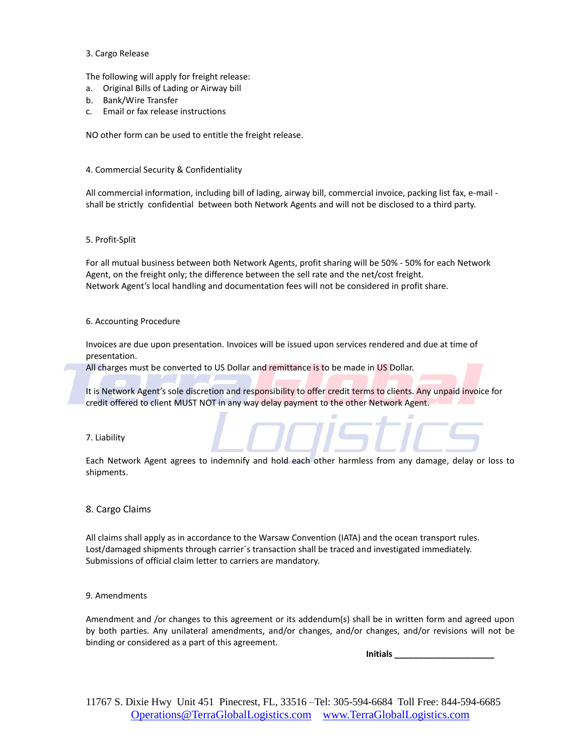3. Cargo Release

The following will apply for freight release:

a. Original Bills of Lading or Airway bill
b. Bank/Wire Transfer
c. Email or fax release instructions

NO other form can be used to entitle the freight release.

4. Commercial Security & Confidentiality

All commercial information, including bill of lading, airway bill, commercial invoice, packing list fax, e-mail - shall be strictly confidential between both Network Agents and will not be disclosed to a third party.

5. Profit-Split

For all mutual business between both Network Agents, profit sharing will be 50% - 50% for each Network Agent, on the freight only; the difference between the sell rate and the net/cost freight.
Network Agent's local handling and documentation fees will not be considered in profit share.

6. Accounting Procedure

Invoices are due upon presentation. Invoices will be issued upon services rendered and due at time of presentation.
All charges must be converted to US Dollar and remittance is to be made in US Dollar.

It is Network Agent's sole discretion and responsibility to offer credit terms to clients. Any unpaid invoice for credit offered to client MUST NOT in any way delay payment to the other Network Agent.

7. Liability

Each Network Agent agrees to indemnify and hold each other harmless from any damage, delay or loss to shipments.

8. Cargo Claims

All claims shall apply as in accordance to the Warsaw Convention (IATA) and the ocean transport rules.
Lost/damaged shipments through carrier´s transaction shall be traced and investigated immediately.
Submissions of official claim letter to carriers are mandatory.

9. Amendments

Amendment and /or changes to this agreement or its addendum(s) shall be in written form and agreed upon by both parties. Any unilateral amendments, and/or changes, and/or changes, and/or revisions will not be binding or considered as a part of this agreement.

**Initials ____________________**

11767 S. Dixie Hwy Unit 451 Pinecrest, FL, 33516 –Tel: 305-594-6684 Toll Free: 844-594-6685
Operations@TerraGlobalLogistics.com www.TerraGlobalLogistics.com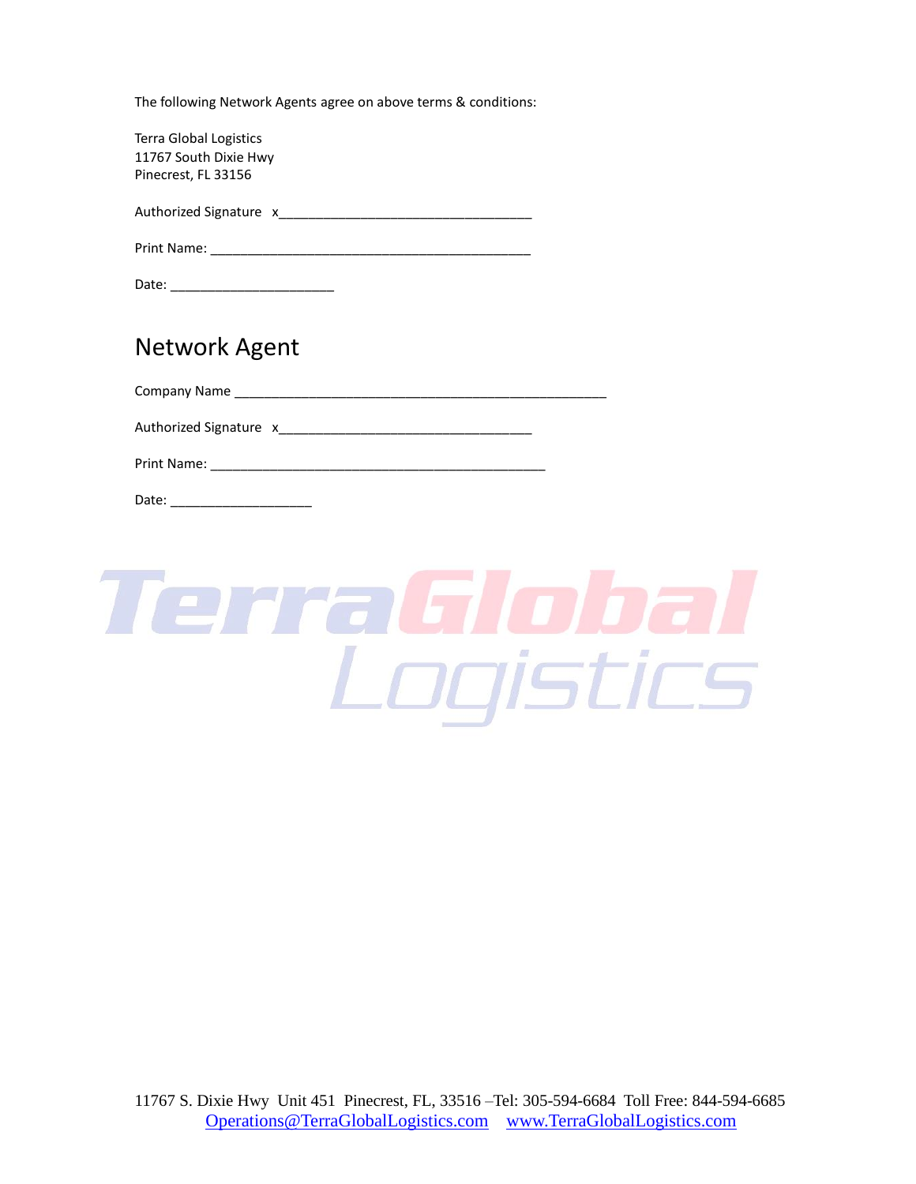The following Network Agents agree on above terms & conditions:

Terra Global Logistics
11767 South Dixie Hwy
Pinecrest, FL 33156

Authorized Signature x___________________________________

Print Name: ____________________________________________

Date: ______________________

## Network Agent

Company Name ___________________________________________________

Authorized Signature x___________________________________

Print Name: ______________________________________________

Date: ___________________